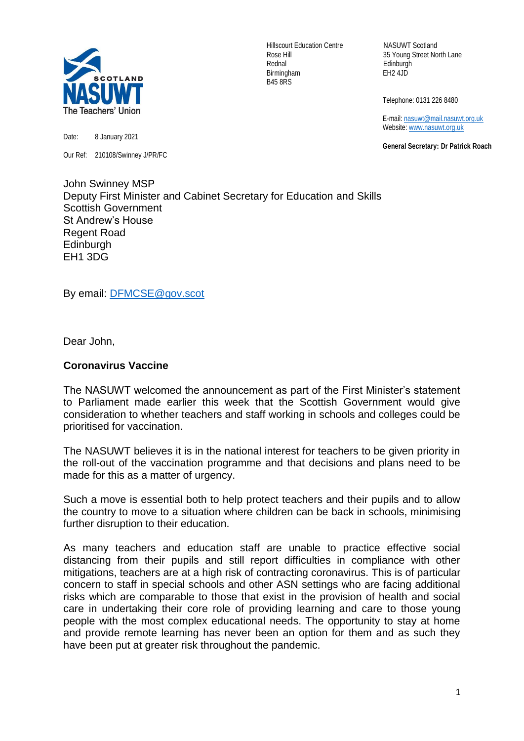**NASUWT Scotland** — The Teachers' Union

Hillscourt Education Centre
Rose Hill
Rednal
Birmingham
B45 8RS

NASUWT Scotland
35 Young Street North Lane
Edinburgh
EH2 4JD

Telephone: 0131 226 8480

E-mail: nasuwt@mail.nasuwt.org.uk
Website: www.nasuwt.org.uk

**General Secretary: Dr Patrick Roach**

Date: 8 January 2021

Our Ref: 210108/Swinney J/PR/FC

John Swinney MSP
Deputy First Minister and Cabinet Secretary for Education and Skills
Scottish Government
St Andrew's House
Regent Road
Edinburgh
EH1 3DG

By email: DFMCSE@gov.scot

Dear John,

**Coronavirus Vaccine**

The NASUWT welcomed the announcement as part of the First Minister's statement to Parliament made earlier this week that the Scottish Government would give consideration to whether teachers and staff working in schools and colleges could be prioritised for vaccination.

The NASUWT believes it is in the national interest for teachers to be given priority in the roll-out of the vaccination programme and that decisions and plans need to be made for this as a matter of urgency.

Such a move is essential both to help protect teachers and their pupils and to allow the country to move to a situation where children can be back in schools, minimising further disruption to their education.

As many teachers and education staff are unable to practice effective social distancing from their pupils and still report difficulties in compliance with other mitigations, teachers are at a high risk of contracting coronavirus. This is of particular concern to staff in special schools and other ASN settings who are facing additional risks which are comparable to those that exist in the provision of health and social care in undertaking their core role of providing learning and care to those young people with the most complex educational needs. The opportunity to stay at home and provide remote learning has never been an option for them and as such they have been put at greater risk throughout the pandemic.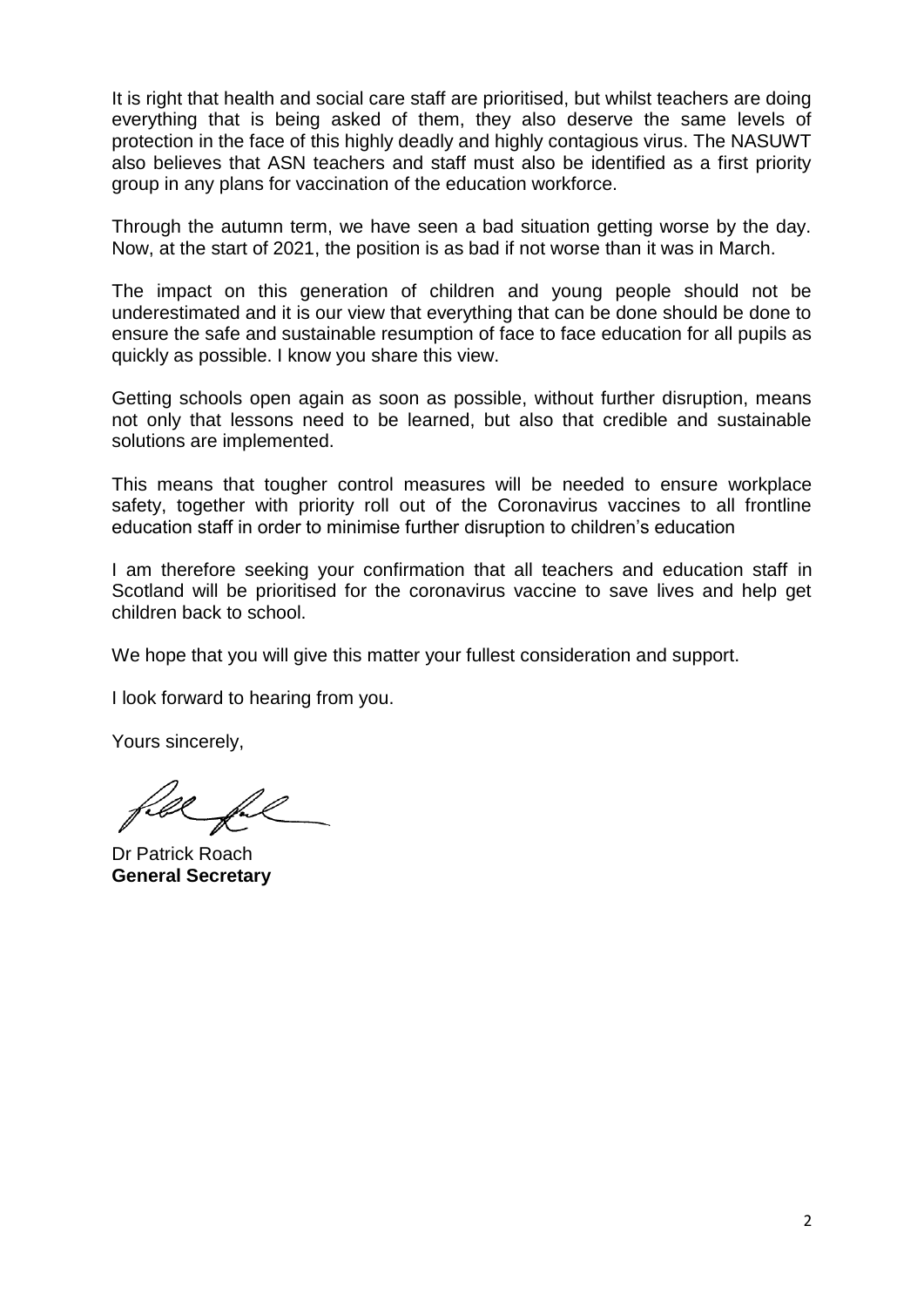It is right that health and social care staff are prioritised, but whilst teachers are doing everything that is being asked of them, they also deserve the same levels of protection in the face of this highly deadly and highly contagious virus. The NASUWT also believes that ASN teachers and staff must also be identified as a first priority group in any plans for vaccination of the education workforce.

Through the autumn term, we have seen a bad situation getting worse by the day. Now, at the start of 2021, the position is as bad if not worse than it was in March.

The impact on this generation of children and young people should not be underestimated and it is our view that everything that can be done should be done to ensure the safe and sustainable resumption of face to face education for all pupils as quickly as possible. I know you share this view.

Getting schools open again as soon as possible, without further disruption, means not only that lessons need to be learned, but also that credible and sustainable solutions are implemented.

This means that tougher control measures will be needed to ensure workplace safety, together with priority roll out of the Coronavirus vaccines to all frontline education staff in order to minimise further disruption to children's education

I am therefore seeking your confirmation that all teachers and education staff in Scotland will be prioritised for the coronavirus vaccine to save lives and help get children back to school.

We hope that you will give this matter your fullest consideration and support.

I look forward to hearing from you.

Yours sincerely,

Dr Patrick Roach
**General Secretary**